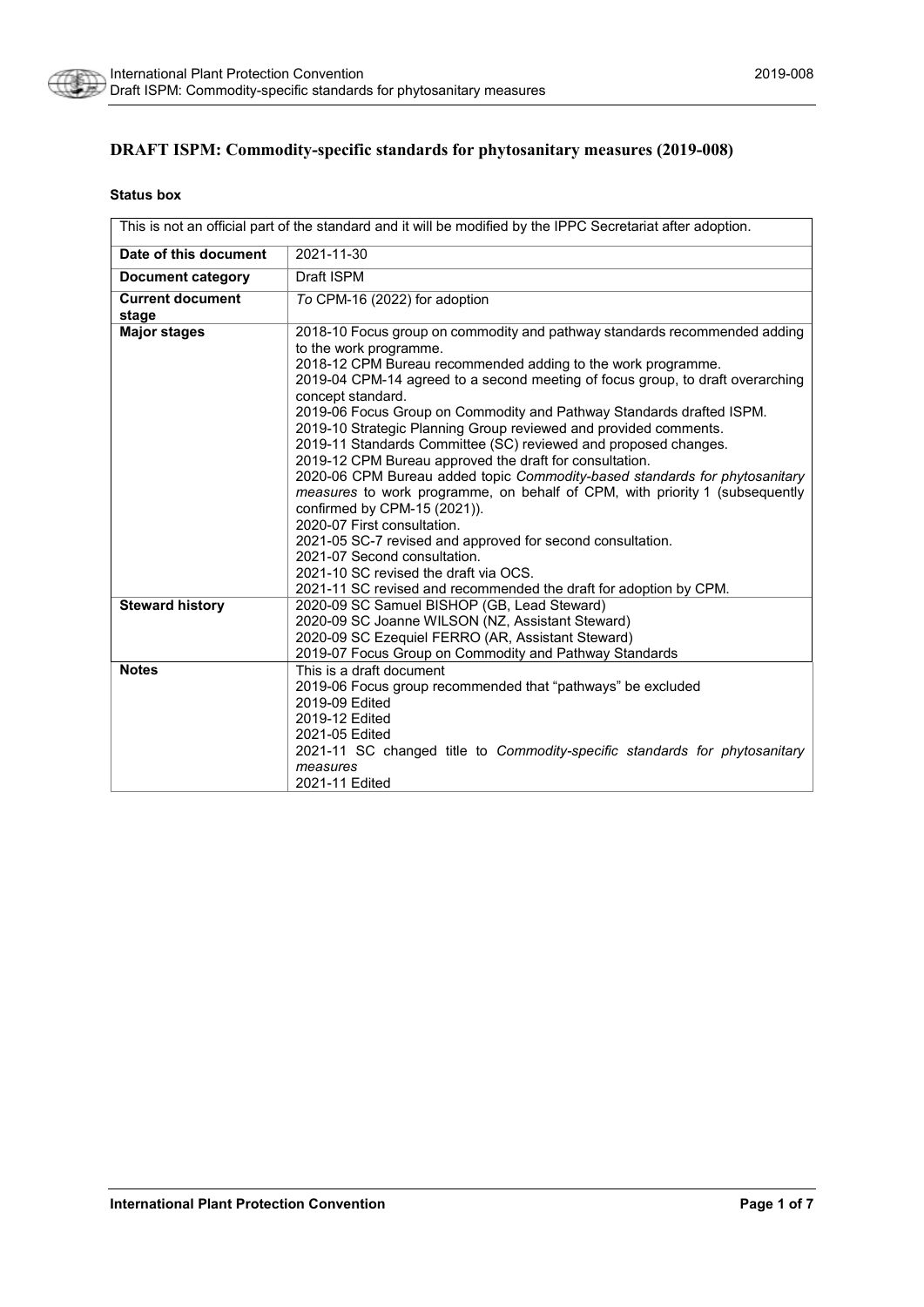# DRAFT ISPM: Commodity-specific standards for phytosanitary measures (2019-008)

**Status box**

| This is not an official part of the standard and it will be modified by the IPPC Secretariat after adoption. | |
|---|---|
| **Date of this document** | 2021-11-30 |
| **Document category** | Draft ISPM |
| **Current document stage** | *To* CPM-16 (2022) for adoption |
| **Major stages** | 2018-10 Focus group on commodity and pathway standards recommended adding to the work programme.<br>2018-12 CPM Bureau recommended adding to the work programme.<br>2019-04 CPM-14 agreed to a second meeting of focus group, to draft overarching concept standard.<br>2019-06 Focus Group on Commodity and Pathway Standards drafted ISPM.<br>2019-10 Strategic Planning Group reviewed and provided comments.<br>2019-11 Standards Committee (SC) reviewed and proposed changes.<br>2019-12 CPM Bureau approved the draft for consultation.<br>2020-06 CPM Bureau added topic *Commodity-based standards for phytosanitary measures* to work programme, on behalf of CPM, with priority 1 (subsequently confirmed by CPM-15 (2021)).<br>2020-07 First consultation.<br>2021-05 SC-7 revised and approved for second consultation.<br>2021-07 Second consultation.<br>2021-10 SC revised the draft via OCS.<br>2021-11 SC revised and recommended the draft for adoption by CPM. |
| **Steward history** | 2020-09 SC Samuel BISHOP (GB, Lead Steward)<br>2020-09 SC Joanne WILSON (NZ, Assistant Steward)<br>2020-09 SC Ezequiel FERRO (AR, Assistant Steward)<br>2019-07 Focus Group on Commodity and Pathway Standards |
| **Notes** | This is a draft document<br>2019-06 Focus group recommended that "pathways" be excluded<br>2019-09 Edited<br>2019-12 Edited<br>2021-05 Edited<br>2021-11 SC changed title to *Commodity-specific standards for phytosanitary measures*<br>2021-11 Edited |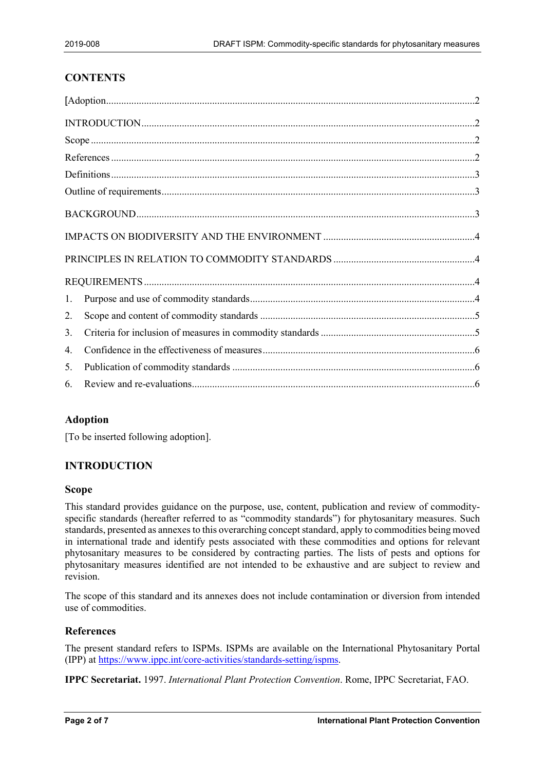## CONTENTS

[Adoption....2

INTRODUCTION....2

Scope....2

References....2

Definitions....3

Outline of requirements....3

BACKGROUND....3

IMPACTS ON BIODIVERSITY AND THE ENVIRONMENT....4

PRINCIPLES IN RELATION TO COMMODITY STANDARDS....4

REQUIREMENTS....4

1. Purpose and use of commodity standards....4
2. Scope and content of commodity standards....5
3. Criteria for inclusion of measures in commodity standards....5
4. Confidence in the effectiveness of measures....6
5. Publication of commodity standards....6
6. Review and re-evaluations....6

## Adoption

[To be inserted following adoption].

## INTRODUCTION

### Scope

This standard provides guidance on the purpose, use, content, publication and review of commodity-specific standards (hereafter referred to as "commodity standards") for phytosanitary measures. Such standards, presented as annexes to this overarching concept standard, apply to commodities being moved in international trade and identify pests associated with these commodities and options for relevant phytosanitary measures to be considered by contracting parties. The lists of pests and options for phytosanitary measures identified are not intended to be exhaustive and are subject to review and revision.

The scope of this standard and its annexes does not include contamination or diversion from intended use of commodities.

### References

The present standard refers to ISPMs. ISPMs are available on the International Phytosanitary Portal (IPP) at https://www.ippc.int/core-activities/standards-setting/ispms.

**IPPC Secretariat.** 1997. *International Plant Protection Convention*. Rome, IPPC Secretariat, FAO.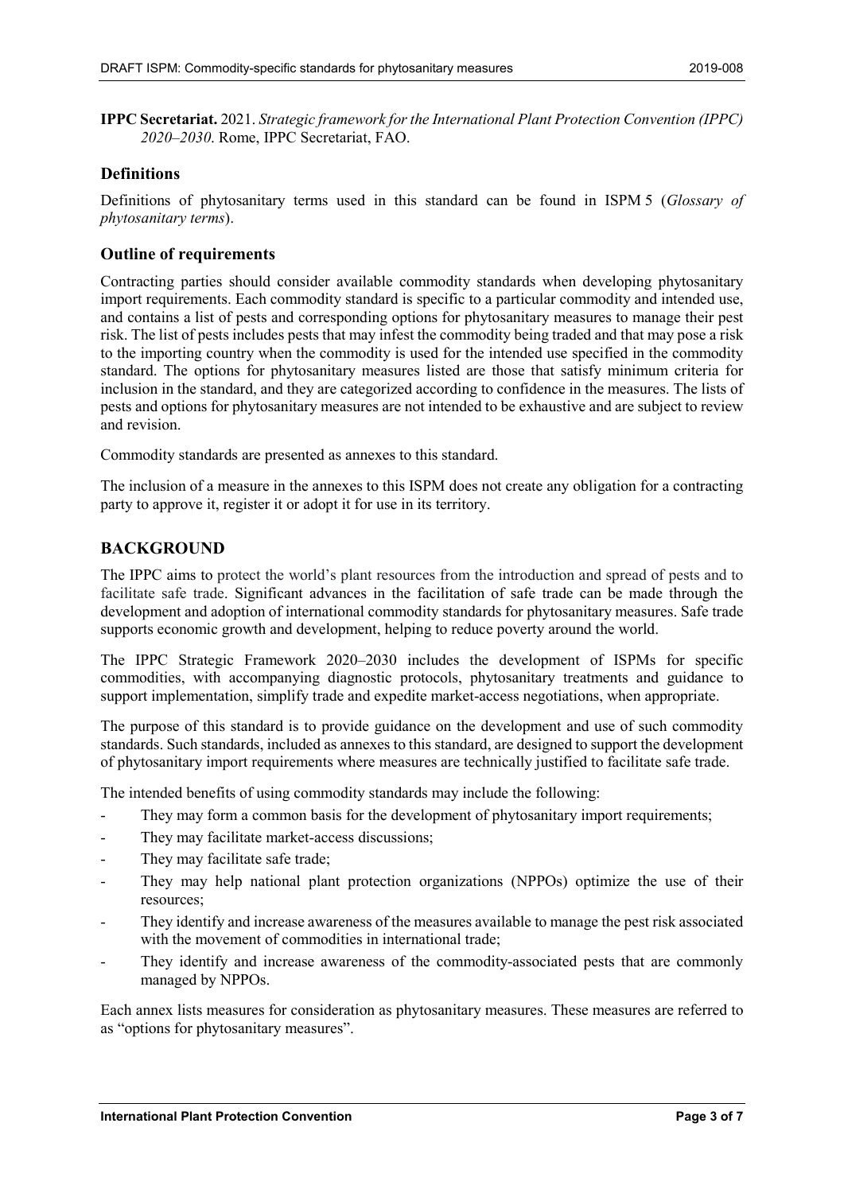**IPPC Secretariat.** 2021. *Strategic framework for the International Plant Protection Convention (IPPC) 2020–2030*. Rome, IPPC Secretariat, FAO.

## Definitions

Definitions of phytosanitary terms used in this standard can be found in ISPM 5 (*Glossary of phytosanitary terms*).

## Outline of requirements

Contracting parties should consider available commodity standards when developing phytosanitary import requirements. Each commodity standard is specific to a particular commodity and intended use, and contains a list of pests and corresponding options for phytosanitary measures to manage their pest risk. The list of pests includes pests that may infest the commodity being traded and that may pose a risk to the importing country when the commodity is used for the intended use specified in the commodity standard. The options for phytosanitary measures listed are those that satisfy minimum criteria for inclusion in the standard, and they are categorized according to confidence in the measures. The lists of pests and options for phytosanitary measures are not intended to be exhaustive and are subject to review and revision.

Commodity standards are presented as annexes to this standard.

The inclusion of a measure in the annexes to this ISPM does not create any obligation for a contracting party to approve it, register it or adopt it for use in its territory.

# BACKGROUND

The IPPC aims to protect the world's plant resources from the introduction and spread of pests and to facilitate safe trade. Significant advances in the facilitation of safe trade can be made through the development and adoption of international commodity standards for phytosanitary measures. Safe trade supports economic growth and development, helping to reduce poverty around the world.

The IPPC Strategic Framework 2020–2030 includes the development of ISPMs for specific commodities, with accompanying diagnostic protocols, phytosanitary treatments and guidance to support implementation, simplify trade and expedite market-access negotiations, when appropriate.

The purpose of this standard is to provide guidance on the development and use of such commodity standards. Such standards, included as annexes to this standard, are designed to support the development of phytosanitary import requirements where measures are technically justified to facilitate safe trade.

The intended benefits of using commodity standards may include the following:

- They may form a common basis for the development of phytosanitary import requirements;
- They may facilitate market-access discussions;
- They may facilitate safe trade;
- They may help national plant protection organizations (NPPOs) optimize the use of their resources;
- They identify and increase awareness of the measures available to manage the pest risk associated with the movement of commodities in international trade;
- They identify and increase awareness of the commodity-associated pests that are commonly managed by NPPOs.

Each annex lists measures for consideration as phytosanitary measures. These measures are referred to as "options for phytosanitary measures".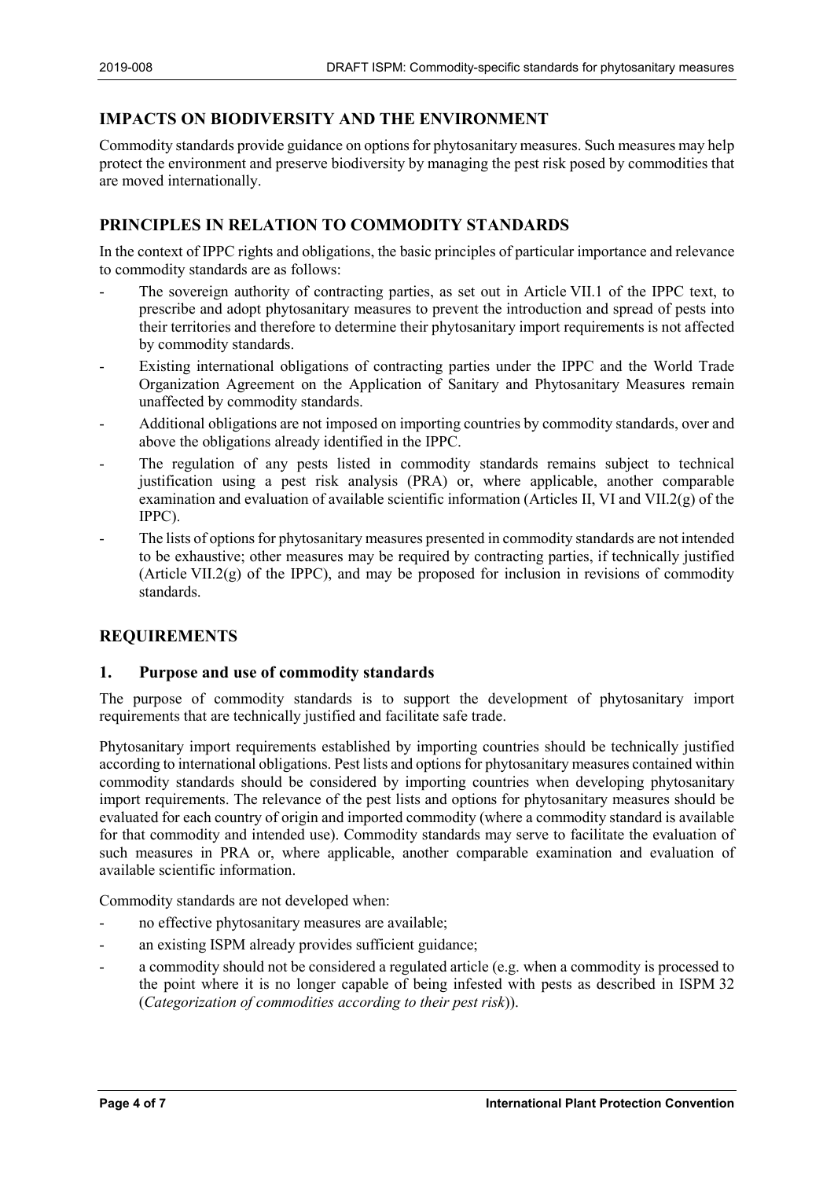## IMPACTS ON BIODIVERSITY AND THE ENVIRONMENT

Commodity standards provide guidance on options for phytosanitary measures. Such measures may help protect the environment and preserve biodiversity by managing the pest risk posed by commodities that are moved internationally.

## PRINCIPLES IN RELATION TO COMMODITY STANDARDS

In the context of IPPC rights and obligations, the basic principles of particular importance and relevance to commodity standards are as follows:

- The sovereign authority of contracting parties, as set out in Article VII.1 of the IPPC text, to prescribe and adopt phytosanitary measures to prevent the introduction and spread of pests into their territories and therefore to determine their phytosanitary import requirements is not affected by commodity standards.
- Existing international obligations of contracting parties under the IPPC and the World Trade Organization Agreement on the Application of Sanitary and Phytosanitary Measures remain unaffected by commodity standards.
- Additional obligations are not imposed on importing countries by commodity standards, over and above the obligations already identified in the IPPC.
- The regulation of any pests listed in commodity standards remains subject to technical justification using a pest risk analysis (PRA) or, where applicable, another comparable examination and evaluation of available scientific information (Articles II, VI and VII.2(g) of the IPPC).
- The lists of options for phytosanitary measures presented in commodity standards are not intended to be exhaustive; other measures may be required by contracting parties, if technically justified (Article VII.2(g) of the IPPC), and may be proposed for inclusion in revisions of commodity standards.

## REQUIREMENTS

### 1. Purpose and use of commodity standards

The purpose of commodity standards is to support the development of phytosanitary import requirements that are technically justified and facilitate safe trade.

Phytosanitary import requirements established by importing countries should be technically justified according to international obligations. Pest lists and options for phytosanitary measures contained within commodity standards should be considered by importing countries when developing phytosanitary import requirements. The relevance of the pest lists and options for phytosanitary measures should be evaluated for each country of origin and imported commodity (where a commodity standard is available for that commodity and intended use). Commodity standards may serve to facilitate the evaluation of such measures in PRA or, where applicable, another comparable examination and evaluation of available scientific information.

Commodity standards are not developed when:

- no effective phytosanitary measures are available;
- an existing ISPM already provides sufficient guidance;
- a commodity should not be considered a regulated article (e.g. when a commodity is processed to the point where it is no longer capable of being infested with pests as described in ISPM 32 (*Categorization of commodities according to their pest risk*)).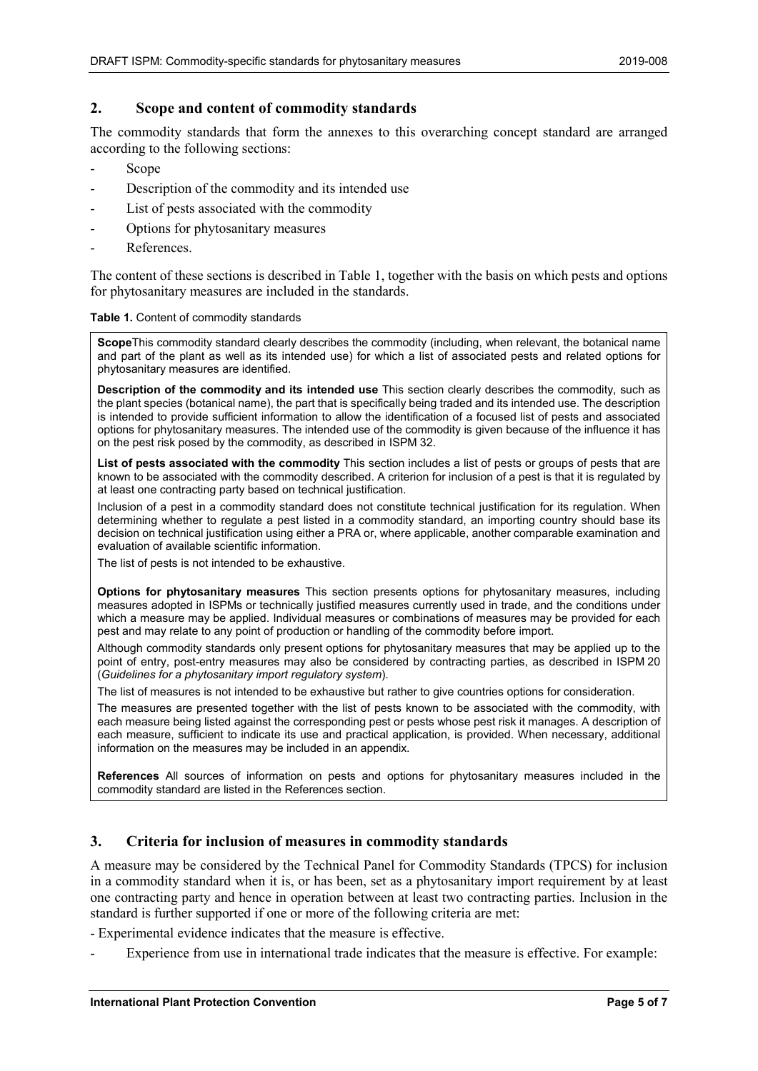## 2. Scope and content of commodity standards

The commodity standards that form the annexes to this overarching concept standard are arranged according to the following sections:

- Scope
- Description of the commodity and its intended use
- List of pests associated with the commodity
- Options for phytosanitary measures
- References.

The content of these sections is described in Table 1, together with the basis on which pests and options for phytosanitary measures are included in the standards.

**Table 1.** Content of commodity standards

**Scope**This commodity standard clearly describes the commodity (including, when relevant, the botanical name and part of the plant as well as its intended use) for which a list of associated pests and related options for phytosanitary measures are identified.

**Description of the commodity and its intended use** This section clearly describes the commodity, such as the plant species (botanical name), the part that is specifically being traded and its intended use. The description is intended to provide sufficient information to allow the identification of a focused list of pests and associated options for phytosanitary measures. The intended use of the commodity is given because of the influence it has on the pest risk posed by the commodity, as described in ISPM 32.

**List of pests associated with the commodity** This section includes a list of pests or groups of pests that are known to be associated with the commodity described. A criterion for inclusion of a pest is that it is regulated by at least one contracting party based on technical justification.

Inclusion of a pest in a commodity standard does not constitute technical justification for its regulation. When determining whether to regulate a pest listed in a commodity standard, an importing country should base its decision on technical justification using either a PRA or, where applicable, another comparable examination and evaluation of available scientific information.

The list of pests is not intended to be exhaustive.

**Options for phytosanitary measures** This section presents options for phytosanitary measures, including measures adopted in ISPMs or technically justified measures currently used in trade, and the conditions under which a measure may be applied. Individual measures or combinations of measures may be provided for each pest and may relate to any point of production or handling of the commodity before import.

Although commodity standards only present options for phytosanitary measures that may be applied up to the point of entry, post-entry measures may also be considered by contracting parties, as described in ISPM 20 (*Guidelines for a phytosanitary import regulatory system*).

The list of measures is not intended to be exhaustive but rather to give countries options for consideration.

The measures are presented together with the list of pests known to be associated with the commodity, with each measure being listed against the corresponding pest or pests whose pest risk it manages. A description of each measure, sufficient to indicate its use and practical application, is provided. When necessary, additional information on the measures may be included in an appendix.

**References** All sources of information on pests and options for phytosanitary measures included in the commodity standard are listed in the References section.

## 3. Criteria for inclusion of measures in commodity standards

A measure may be considered by the Technical Panel for Commodity Standards (TPCS) for inclusion in a commodity standard when it is, or has been, set as a phytosanitary import requirement by at least one contracting party and hence in operation between at least two contracting parties. Inclusion in the standard is further supported if one or more of the following criteria are met:

- Experimental evidence indicates that the measure is effective.
- Experience from use in international trade indicates that the measure is effective. For example: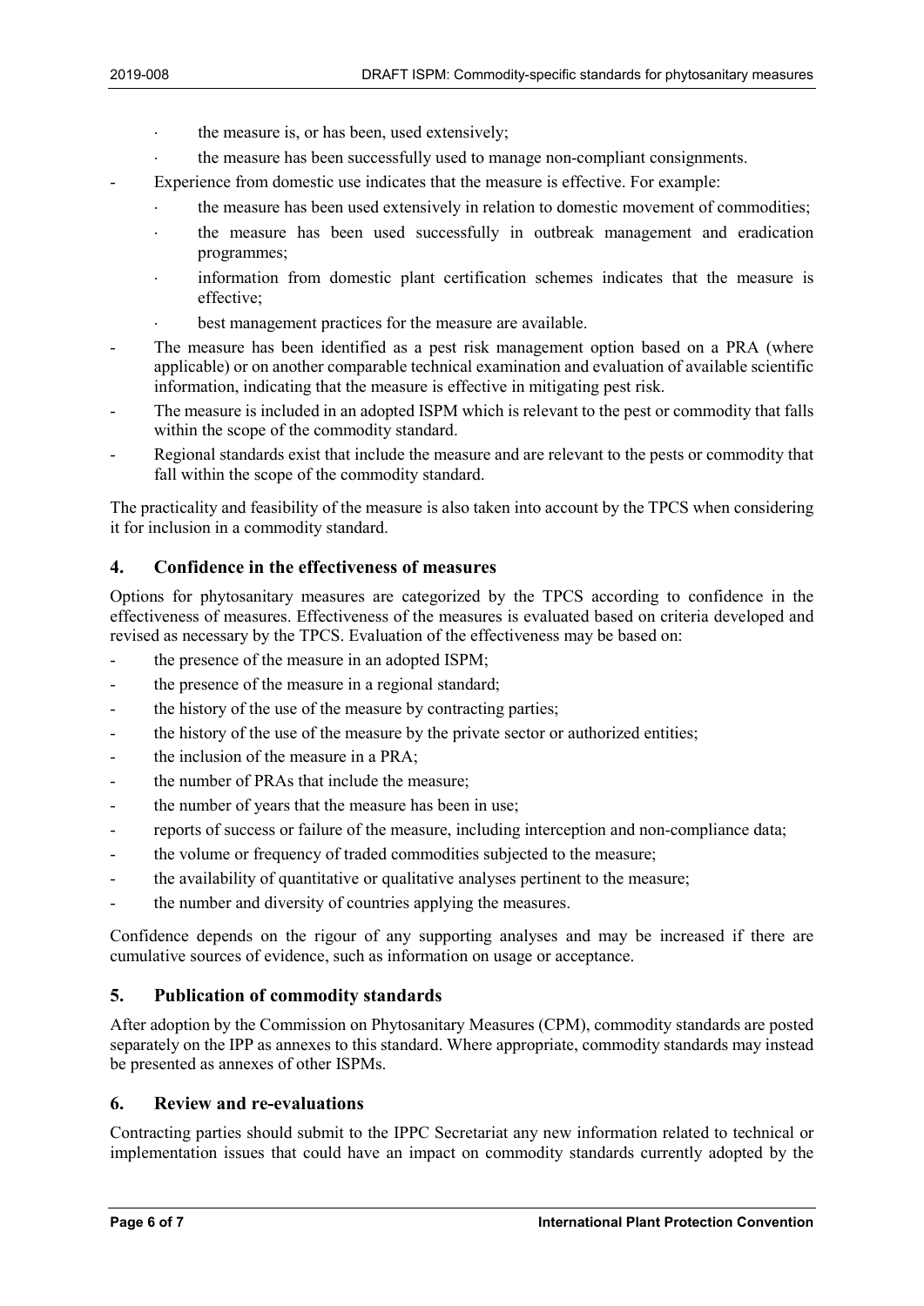- the measure is, or has been, used extensively;
- the measure has been successfully used to manage non-compliant consignments.

- Experience from domestic use indicates that the measure is effective. For example:
  - the measure has been used extensively in relation to domestic movement of commodities;
  - the measure has been used successfully in outbreak management and eradication programmes;
  - information from domestic plant certification schemes indicates that the measure is effective;
  - best management practices for the measure are available.
- The measure has been identified as a pest risk management option based on a PRA (where applicable) or on another comparable technical examination and evaluation of available scientific information, indicating that the measure is effective in mitigating pest risk.
- The measure is included in an adopted ISPM which is relevant to the pest or commodity that falls within the scope of the commodity standard.
- Regional standards exist that include the measure and are relevant to the pests or commodity that fall within the scope of the commodity standard.

The practicality and feasibility of the measure is also taken into account by the TPCS when considering it for inclusion in a commodity standard.

## 4. Confidence in the effectiveness of measures

Options for phytosanitary measures are categorized by the TPCS according to confidence in the effectiveness of measures. Effectiveness of the measures is evaluated based on criteria developed and revised as necessary by the TPCS. Evaluation of the effectiveness may be based on:

- the presence of the measure in an adopted ISPM;
- the presence of the measure in a regional standard;
- the history of the use of the measure by contracting parties;
- the history of the use of the measure by the private sector or authorized entities;
- the inclusion of the measure in a PRA;
- the number of PRAs that include the measure;
- the number of years that the measure has been in use;
- reports of success or failure of the measure, including interception and non-compliance data;
- the volume or frequency of traded commodities subjected to the measure;
- the availability of quantitative or qualitative analyses pertinent to the measure;
- the number and diversity of countries applying the measures.

Confidence depends on the rigour of any supporting analyses and may be increased if there are cumulative sources of evidence, such as information on usage or acceptance.

## 5. Publication of commodity standards

After adoption by the Commission on Phytosanitary Measures (CPM), commodity standards are posted separately on the IPP as annexes to this standard. Where appropriate, commodity standards may instead be presented as annexes of other ISPMs.

## 6. Review and re-evaluations

Contracting parties should submit to the IPPC Secretariat any new information related to technical or implementation issues that could have an impact on commodity standards currently adopted by the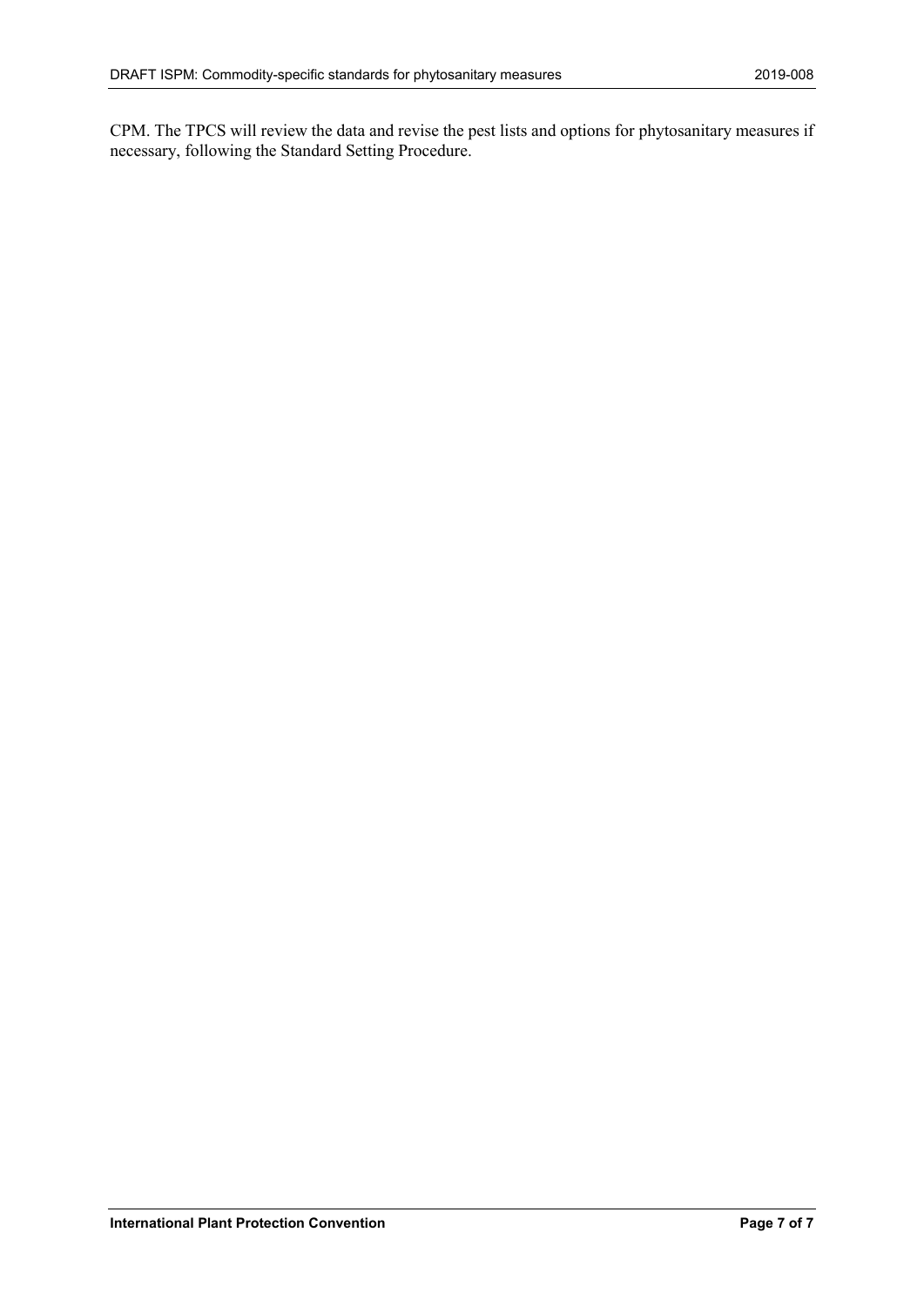CPM. The TPCS will review the data and revise the pest lists and options for phytosanitary measures if necessary, following the Standard Setting Procedure.